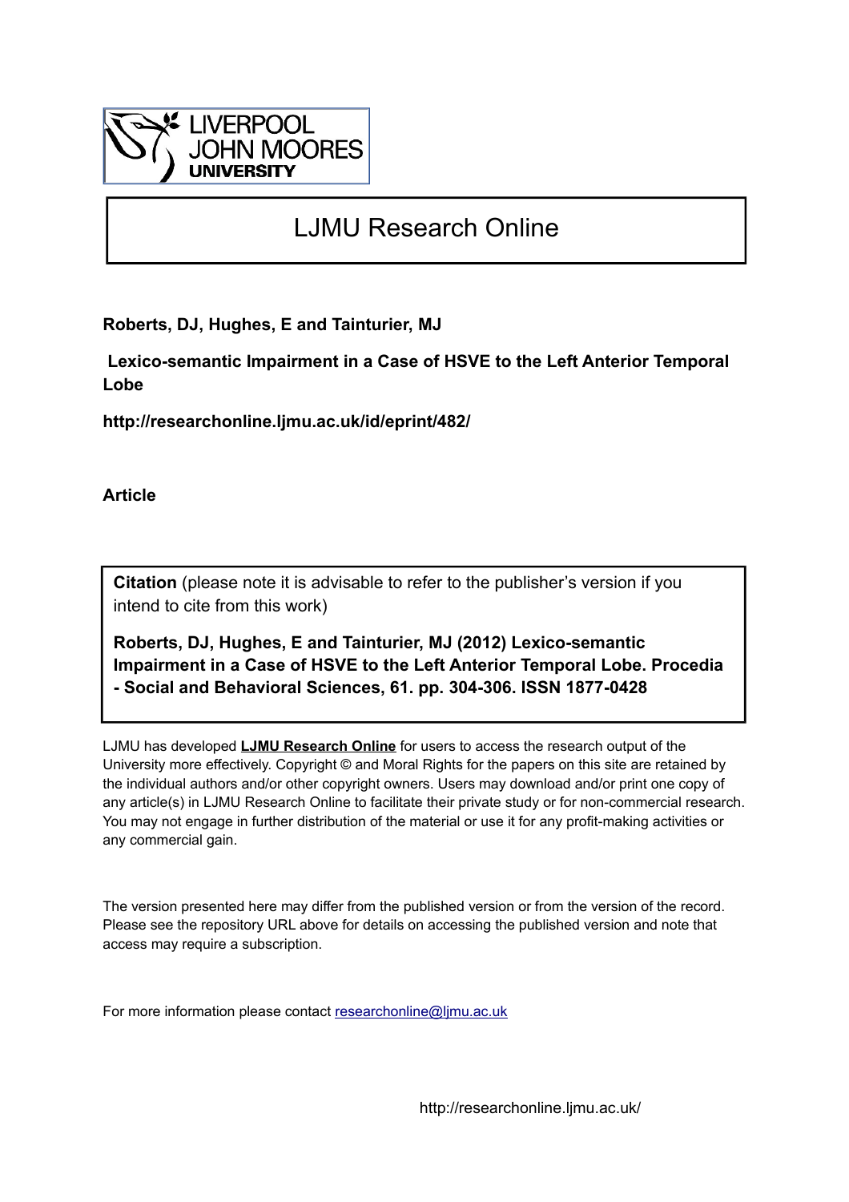LIVERPOOL JOHN MOORES UNIVERSITY

# LJMU Research Online

**Roberts, DJ, Hughes, E and Tainturier, MJ**

**Lexico-semantic Impairment in a Case of HSVE to the Left Anterior Temporal Lobe**

**http://researchonline.ljmu.ac.uk/id/eprint/482/**

**Article**

**Citation** (please note it is advisable to refer to the publisher's version if you intend to cite from this work)

**Roberts, DJ, Hughes, E and Tainturier, MJ (2012) Lexico-semantic Impairment in a Case of HSVE to the Left Anterior Temporal Lobe. Procedia - Social and Behavioral Sciences, 61. pp. 304-306. ISSN 1877-0428**

LJMU has developed **LJMU Research Online** for users to access the research output of the University more effectively. Copyright © and Moral Rights for the papers on this site are retained by the individual authors and/or other copyright owners. Users may download and/or print one copy of any article(s) in LJMU Research Online to facilitate their private study or for non-commercial research. You may not engage in further distribution of the material or use it for any profit-making activities or any commercial gain.

The version presented here may differ from the published version or from the version of the record. Please see the repository URL above for details on accessing the published version and note that access may require a subscription.

For more information please contact researchonline@ljmu.ac.uk

http://researchonline.ljmu.ac.uk/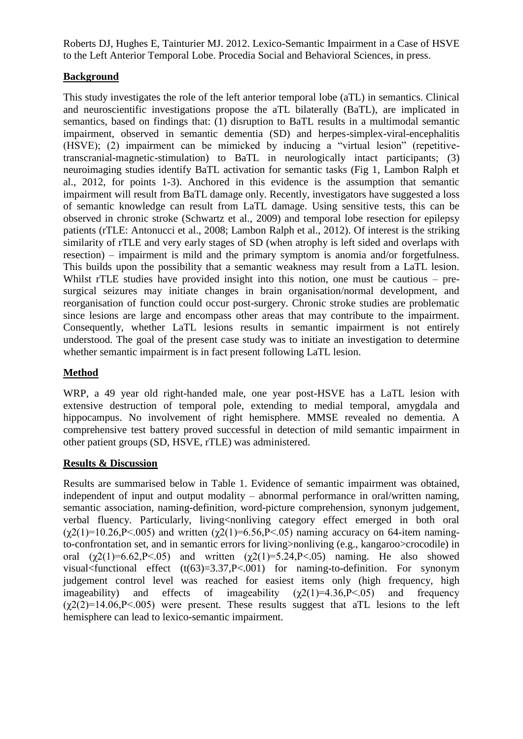Roberts DJ, Hughes E, Tainturier MJ. 2012. Lexico-Semantic Impairment in a Case of HSVE to the Left Anterior Temporal Lobe. Procedia Social and Behavioral Sciences, in press.

## Background

This study investigates the role of the left anterior temporal lobe (aTL) in semantics. Clinical and neuroscientific investigations propose the aTL bilaterally (BaTL), are implicated in semantics, based on findings that: (1) disruption to BaTL results in a multimodal semantic impairment, observed in semantic dementia (SD) and herpes-simplex-viral-encephalitis (HSVE); (2) impairment can be mimicked by inducing a "virtual lesion" (repetitive-transcranial-magnetic-stimulation) to BaTL in neurologically intact participants; (3) neuroimaging studies identify BaTL activation for semantic tasks (Fig 1, Lambon Ralph et al., 2012, for points 1-3). Anchored in this evidence is the assumption that semantic impairment will result from BaTL damage only. Recently, investigators have suggested a loss of semantic knowledge can result from LaTL damage. Using sensitive tests, this can be observed in chronic stroke (Schwartz et al., 2009) and temporal lobe resection for epilepsy patients (rTLE: Antonucci et al., 2008; Lambon Ralph et al., 2012). Of interest is the striking similarity of rTLE and very early stages of SD (when atrophy is left sided and overlaps with resection) – impairment is mild and the primary symptom is anomia and/or forgetfulness. This builds upon the possibility that a semantic weakness may result from a LaTL lesion. Whilst rTLE studies have provided insight into this notion, one must be cautious – pre-surgical seizures may initiate changes in brain organisation/normal development, and reorganisation of function could occur post-surgery. Chronic stroke studies are problematic since lesions are large and encompass other areas that may contribute to the impairment. Consequently, whether LaTL lesions results in semantic impairment is not entirely understood. The goal of the present case study was to initiate an investigation to determine whether semantic impairment is in fact present following LaTL lesion.

## Method

WRP, a 49 year old right-handed male, one year post-HSVE has a LaTL lesion with extensive destruction of temporal pole, extending to medial temporal, amygdala and hippocampus. No involvement of right hemisphere. MMSE revealed no dementia. A comprehensive test battery proved successful in detection of mild semantic impairment in other patient groups (SD, HSVE, rTLE) was administered.

## Results & Discussion

Results are summarised below in Table 1. Evidence of semantic impairment was obtained, independent of input and output modality – abnormal performance in oral/written naming, semantic association, naming-definition, word-picture comprehension, synonym judgement, verbal fluency. Particularly, living<nonliving category effect emerged in both oral ($\chi2(1)=10.26, P<.005$) and written ($\chi2(1)=6.56, P<.05$) naming accuracy on 64-item naming-to-confrontation set, and in semantic errors for living>nonliving (e.g., kangaroo>crocodile) in oral ($\chi2(1)=6.62, P<.05$) and written ($\chi2(1)=5.24, P<.05$) naming. He also showed visual<functional effect ($t(63)=3.37, P<.001$) for naming-to-definition. For synonym judgement control level was reached for easiest items only (high frequency, high imageability) and effects of imageability ($\chi2(1)=4.36, P<.05$) and frequency ($\chi2(2)=14.06, P<.005$) were present. These results suggest that aTL lesions to the left hemisphere can lead to lexico-semantic impairment.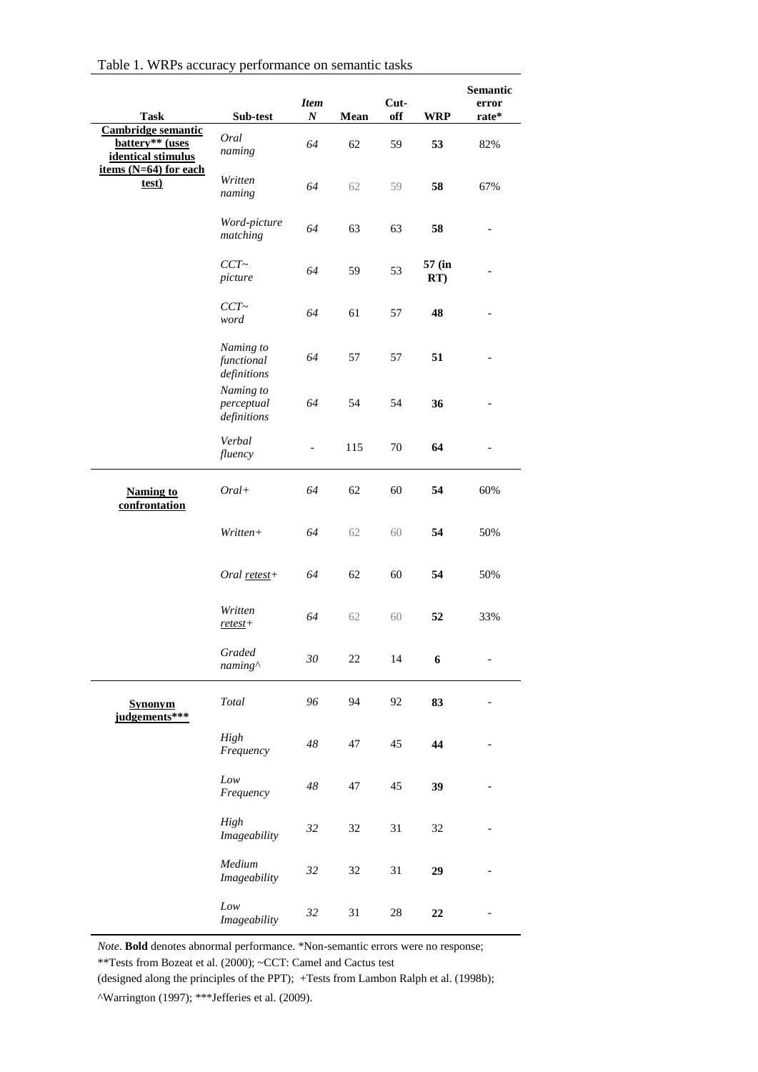Table 1. WRPs accuracy performance on semantic tasks

| Task | Sub-test | *Item N* | Mean | Cut-off | WRP | Semantic error rate* |
|---|---|---|---|---|---|---|
| **Cambridge semantic battery** (uses identical stimulus items (N=64) for each test)** | *Oral naming* | *64* | 62 | 59 | **53** | 82% |
| | *Written naming* | *64* | 62 | 59 | **58** | 67% |
| | *Word-picture matching* | *64* | 63 | 63 | **58** | - |
| | *CCT~ picture* | *64* | 59 | 53 | **57 (in RT)** | - |
| | *CCT~ word* | *64* | 61 | 57 | **48** | - |
| | *Naming to functional definitions* | *64* | 57 | 57 | **51** | - |
| | *Naming to perceptual definitions* | *64* | 54 | 54 | **36** | - |
| | *Verbal fluency* | - | 115 | 70 | **64** | - |
| **Naming to confrontation** | *Oral+* | *64* | 62 | 60 | **54** | 60% |
| | *Written+* | *64* | 62 | 60 | **54** | 50% |
| | *Oral retest+* | *64* | 62 | 60 | **54** | 50% |
| | *Written retest+* | *64* | 62 | 60 | **52** | 33% |
| | *Graded naming^* | *30* | 22 | 14 | **6** | - |
| **Synonym judgements***** | *Total* | *96* | 94 | 92 | **83** | - |
| | *High Frequency* | *48* | 47 | 45 | **44** | - |
| | *Low Frequency* | *48* | 47 | 45 | **39** | - |
| | *High Imageability* | *32* | 32 | 31 | 32 | - |
| | *Medium Imageability* | *32* | 32 | 31 | **29** | - |
| | *Low Imageability* | *32* | 31 | 28 | **22** | - |

*Note*. **Bold** denotes abnormal performance. *Non-semantic errors were no response; **Tests from Bozeat et al. (2000); ~CCT: Camel and Cactus test (designed along the principles of the PPT); +Tests from Lambon Ralph et al. (1998b); ^Warrington (1997); ***Jefferies et al. (2009).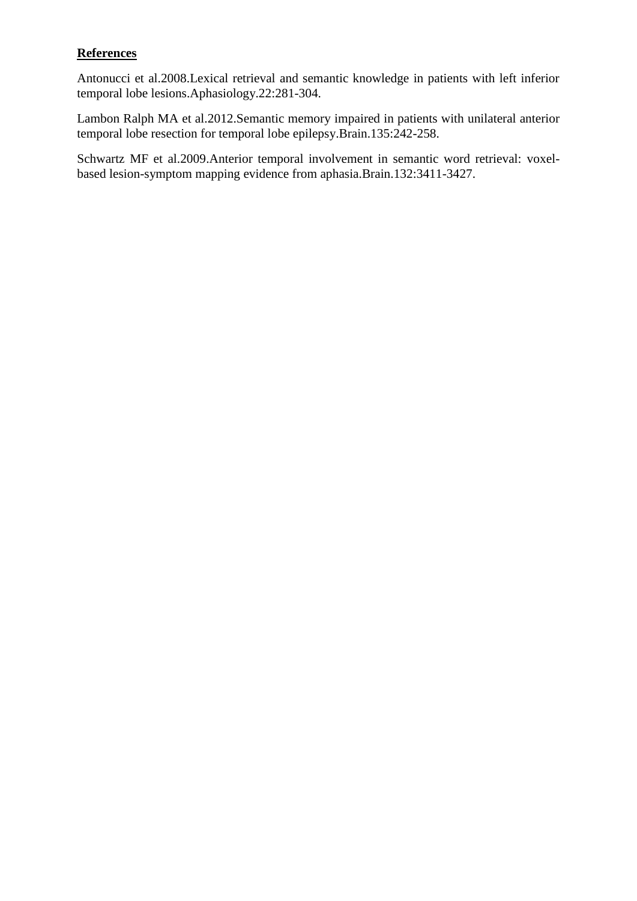**References**

Antonucci et al.2008.Lexical retrieval and semantic knowledge in patients with left inferior temporal lobe lesions.Aphasiology.22:281-304.

Lambon Ralph MA et al.2012.Semantic memory impaired in patients with unilateral anterior temporal lobe resection for temporal lobe epilepsy.Brain.135:242-258.

Schwartz MF et al.2009.Anterior temporal involvement in semantic word retrieval: voxel-based lesion-symptom mapping evidence from aphasia.Brain.132:3411-3427.